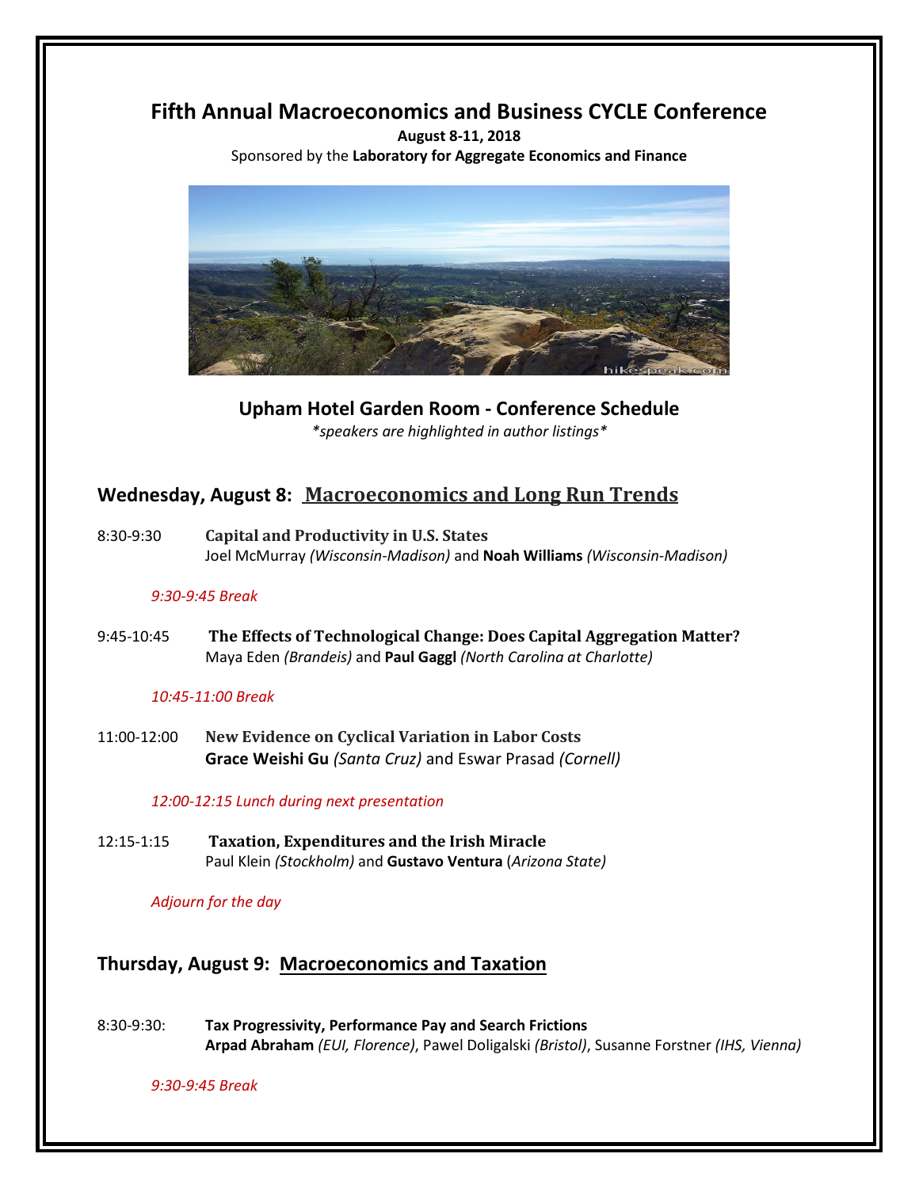# Fifth Annual Macroeconomics and Business CYCLE Conference

**August 8-11, 2018**

Sponsored by the **Laboratory for Aggregate Economics and Finance**

## Upham Hotel Garden Room - Conference Schedule

*\*speakers are highlighted in author listings\**

## Wednesday, August 8: Macroeconomics and Long Run Trends

8:30-9:30 **Capital and Productivity in U.S. States**
Joel McMurray *(Wisconsin-Madison)* and **Noah Williams** *(Wisconsin-Madison)*

*9:30-9:45 Break*

9:45-10:45 **The Effects of Technological Change: Does Capital Aggregation Matter?**
Maya Eden *(Brandeis)* and **Paul Gaggl** *(North Carolina at Charlotte)*

*10:45-11:00 Break*

11:00-12:00 **New Evidence on Cyclical Variation in Labor Costs**
**Grace Weishi Gu** *(Santa Cruz)* and Eswar Prasad *(Cornell)*

*12:00-12:15 Lunch during next presentation*

12:15-1:15 **Taxation, Expenditures and the Irish Miracle**
Paul Klein *(Stockholm)* and **Gustavo Ventura** (*Arizona State)*

*Adjourn for the day*

## Thursday, August 9: Macroeconomics and Taxation

8:30-9:30: **Tax Progressivity, Performance Pay and Search Frictions**
**Arpad Abraham** *(EUI, Florence)*, Pawel Doligalski *(Bristol)*, Susanne Forstner *(IHS, Vienna)*

*9:30-9:45 Break*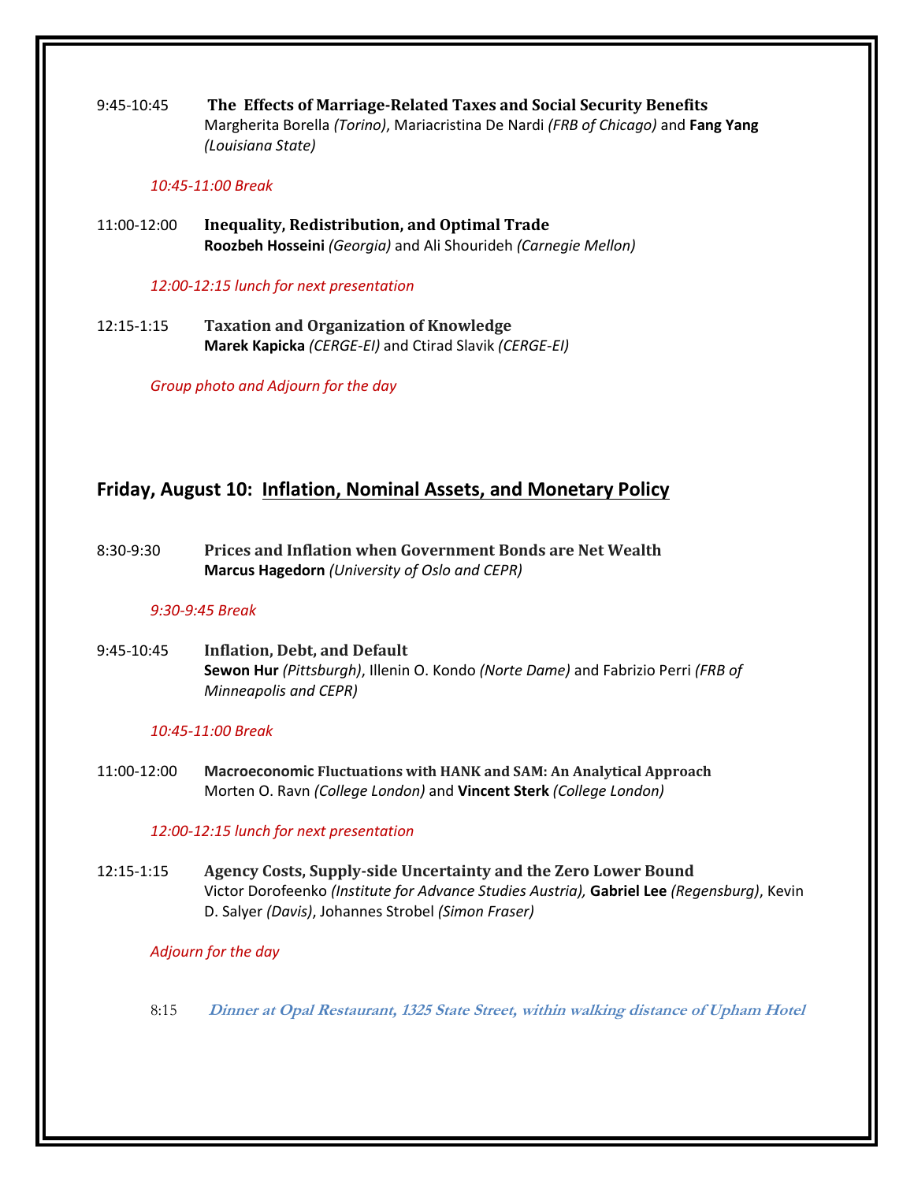9:45-10:45 **The Effects of Marriage-Related Taxes and Social Security Benefits**
Margherita Borella *(Torino)*, Mariacristina De Nardi *(FRB of Chicago)* and **Fang Yang** *(Louisiana State)*

*10:45-11:00 Break*

11:00-12:00 **Inequality, Redistribution, and Optimal Trade**
**Roozbeh Hosseini** *(Georgia)* and Ali Shourideh *(Carnegie Mellon)*

*12:00-12:15 lunch for next presentation*

12:15-1:15 **Taxation and Organization of Knowledge**
**Marek Kapicka** *(CERGE-EI)* and Ctirad Slavik *(CERGE-EI)*

*Group photo and Adjourn for the day*

## Friday, August 10: Inflation, Nominal Assets, and Monetary Policy

8:30-9:30 **Prices and Inflation when Government Bonds are Net Wealth**
**Marcus Hagedorn** *(University of Oslo and CEPR)*

*9:30-9:45 Break*

9:45-10:45 **Inflation, Debt, and Default**
**Sewon Hur** *(Pittsburgh)*, Illenin O. Kondo *(Norte Dame)* and Fabrizio Perri *(FRB of Minneapolis and CEPR)*

*10:45-11:00 Break*

11:00-12:00 **Macroeconomic Fluctuations with HANK and SAM: An Analytical Approach**
Morten O. Ravn *(College London)* and **Vincent Sterk** *(College London)*

*12:00-12:15 lunch for next presentation*

12:15-1:15 **Agency Costs, Supply-side Uncertainty and the Zero Lower Bound**
Victor Dorofeenko *(Institute for Advance Studies Austria),* **Gabriel Lee** *(Regensburg)*, Kevin D. Salyer *(Davis)*, Johannes Strobel *(Simon Fraser)*

*Adjourn for the day*

8:15 ***Dinner at Opal Restaurant, 1325 State Street, within walking distance of Upham Hotel***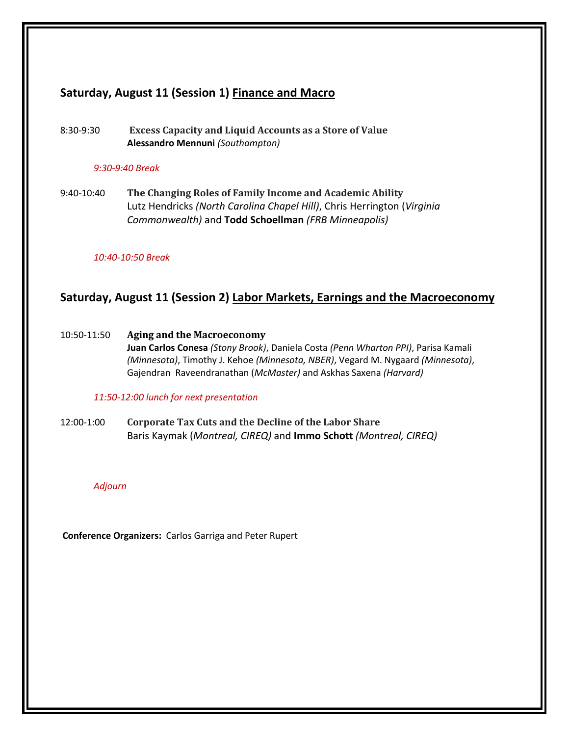## Saturday, August 11 (Session 1) <u>Finance and Macro</u>

8:30-9:30 **Excess Capacity and Liquid Accounts as a Store of Value**
**Alessandro Mennuni** *(Southampton)*

*9:30-9:40 Break*

9:40-10:40 **The Changing Roles of Family Income and Academic Ability**
Lutz Hendricks *(North Carolina Chapel Hill)*, Chris Herrington (*Virginia Commonwealth)* and **Todd Schoellman** *(FRB Minneapolis)*

*10:40-10:50 Break*

## Saturday, August 11 (Session 2) <u>Labor Markets, Earnings and the Macroeconomy</u>

10:50-11:50 **Aging and the Macroeconomy**
**Juan Carlos Conesa** *(Stony Brook)*, Daniela Costa *(Penn Wharton PPI)*, Parisa Kamali *(Minnesota)*, Timothy J. Kehoe *(Minnesota, NBER)*, Vegard M. Nygaard *(Minnesota)*, Gajendran Raveendranathan (*McMaster)* and Askhas Saxena *(Harvard)*

*11:50-12:00 lunch for next presentation*

12:00-1:00 **Corporate Tax Cuts and the Decline of the Labor Share**
Baris Kaymak (*Montreal, CIREQ)* and **Immo Schott** *(Montreal, CIREQ)*

*Adjourn*

**Conference Organizers:** Carlos Garriga and Peter Rupert